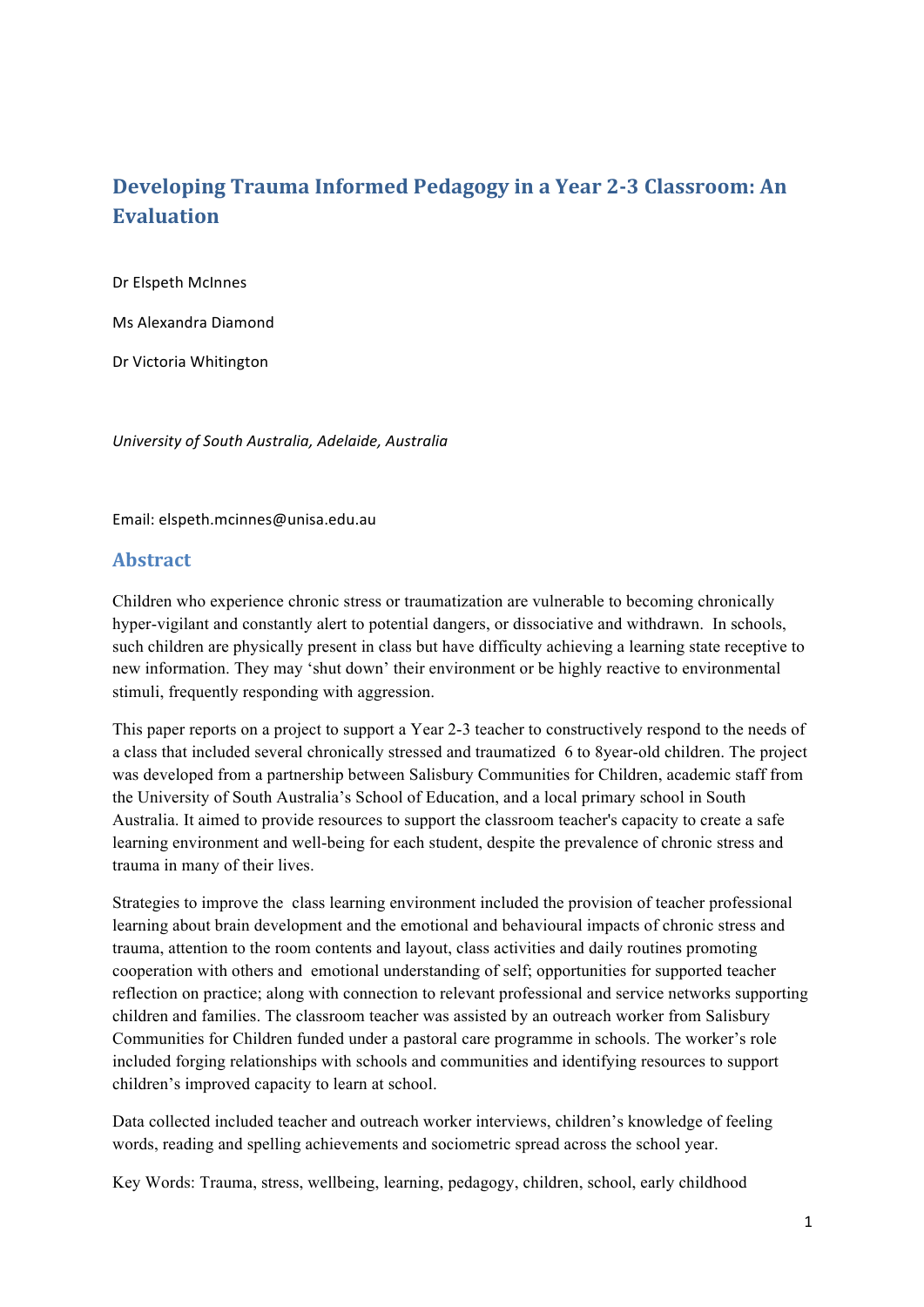# Developing Trauma Informed Pedagogy in a Year 2-3 Classroom: An Evaluation

Dr Elspeth McInnes

Ms Alexandra Diamond

Dr Victoria Whitington

*University of South Australia, Adelaide, Australia*

Email: elspeth.mcinnes@unisa.edu.au

## Abstract

Children who experience chronic stress or traumatization are vulnerable to becoming chronically hyper-vigilant and constantly alert to potential dangers, or dissociative and withdrawn. In schools, such children are physically present in class but have difficulty achieving a learning state receptive to new information. They may 'shut down' their environment or be highly reactive to environmental stimuli, frequently responding with aggression.

This paper reports on a project to support a Year 2-3 teacher to constructively respond to the needs of a class that included several chronically stressed and traumatized 6 to 8year-old children. The project was developed from a partnership between Salisbury Communities for Children, academic staff from the University of South Australia's School of Education, and a local primary school in South Australia. It aimed to provide resources to support the classroom teacher's capacity to create a safe learning environment and well-being for each student, despite the prevalence of chronic stress and trauma in many of their lives.

Strategies to improve the class learning environment included the provision of teacher professional learning about brain development and the emotional and behavioural impacts of chronic stress and trauma, attention to the room contents and layout, class activities and daily routines promoting cooperation with others and emotional understanding of self; opportunities for supported teacher reflection on practice; along with connection to relevant professional and service networks supporting children and families. The classroom teacher was assisted by an outreach worker from Salisbury Communities for Children funded under a pastoral care programme in schools. The worker's role included forging relationships with schools and communities and identifying resources to support children's improved capacity to learn at school.

Data collected included teacher and outreach worker interviews, children's knowledge of feeling words, reading and spelling achievements and sociometric spread across the school year.

Key Words: Trauma, stress, wellbeing, learning, pedagogy, children, school, early childhood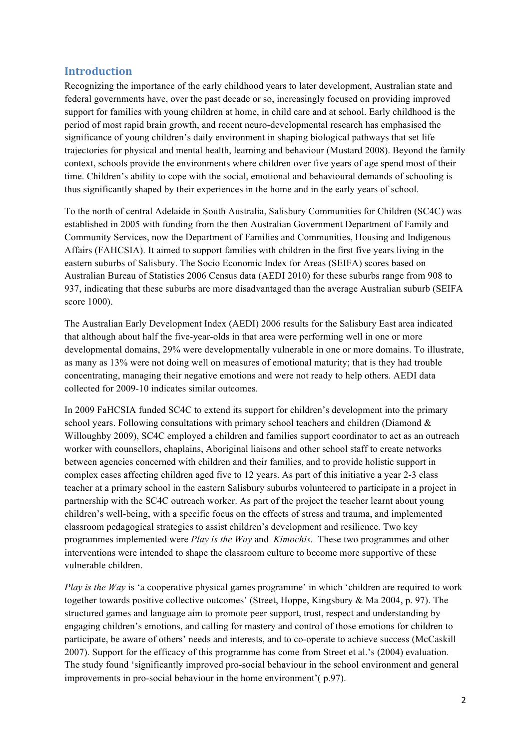## Introduction

Recognizing the importance of the early childhood years to later development, Australian state and federal governments have, over the past decade or so, increasingly focused on providing improved support for families with young children at home, in child care and at school. Early childhood is the period of most rapid brain growth, and recent neuro-developmental research has emphasised the significance of young children's daily environment in shaping biological pathways that set life trajectories for physical and mental health, learning and behaviour (Mustard 2008). Beyond the family context, schools provide the environments where children over five years of age spend most of their time. Children's ability to cope with the social, emotional and behavioural demands of schooling is thus significantly shaped by their experiences in the home and in the early years of school.

To the north of central Adelaide in South Australia, Salisbury Communities for Children (SC4C) was established in 2005 with funding from the then Australian Government Department of Family and Community Services, now the Department of Families and Communities, Housing and Indigenous Affairs (FAHCSIA). It aimed to support families with children in the first five years living in the eastern suburbs of Salisbury. The Socio Economic Index for Areas (SEIFA) scores based on Australian Bureau of Statistics 2006 Census data (AEDI 2010) for these suburbs range from 908 to 937, indicating that these suburbs are more disadvantaged than the average Australian suburb (SEIFA score 1000).

The Australian Early Development Index (AEDI) 2006 results for the Salisbury East area indicated that although about half the five-year-olds in that area were performing well in one or more developmental domains, 29% were developmentally vulnerable in one or more domains. To illustrate, as many as 13% were not doing well on measures of emotional maturity; that is they had trouble concentrating, managing their negative emotions and were not ready to help others. AEDI data collected for 2009-10 indicates similar outcomes.

In 2009 FaHCSIA funded SC4C to extend its support for children's development into the primary school years. Following consultations with primary school teachers and children (Diamond & Willoughby 2009), SC4C employed a children and families support coordinator to act as an outreach worker with counsellors, chaplains, Aboriginal liaisons and other school staff to create networks between agencies concerned with children and their families, and to provide holistic support in complex cases affecting children aged five to 12 years. As part of this initiative a year 2-3 class teacher at a primary school in the eastern Salisbury suburbs volunteered to participate in a project in partnership with the SC4C outreach worker. As part of the project the teacher learnt about young children's well-being, with a specific focus on the effects of stress and trauma, and implemented classroom pedagogical strategies to assist children's development and resilience. Two key programmes implemented were *Play is the Way* and *Kimochis*. These two programmes and other interventions were intended to shape the classroom culture to become more supportive of these vulnerable children.

*Play is the Way* is 'a cooperative physical games programme' in which 'children are required to work together towards positive collective outcomes' (Street, Hoppe, Kingsbury & Ma 2004, p. 97). The structured games and language aim to promote peer support, trust, respect and understanding by engaging children's emotions, and calling for mastery and control of those emotions for children to participate, be aware of others' needs and interests, and to co-operate to achieve success (McCaskill 2007). Support for the efficacy of this programme has come from Street et al.'s (2004) evaluation. The study found 'significantly improved pro-social behaviour in the school environment and general improvements in pro-social behaviour in the home environment'( p.97).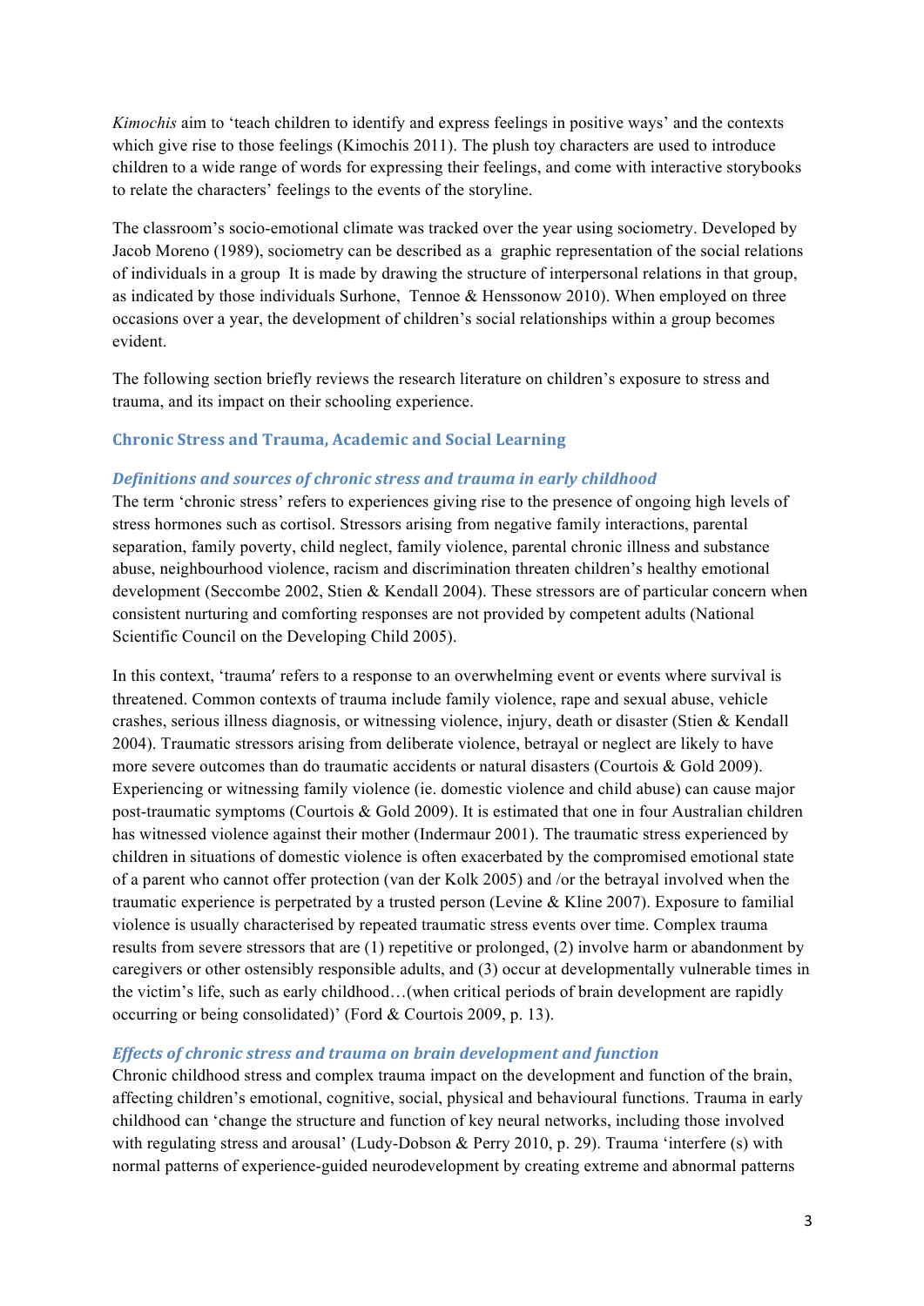*Kimochis* aim to 'teach children to identify and express feelings in positive ways' and the contexts which give rise to those feelings (Kimochis 2011). The plush toy characters are used to introduce children to a wide range of words for expressing their feelings, and come with interactive storybooks to relate the characters' feelings to the events of the storyline.

The classroom's socio-emotional climate was tracked over the year using sociometry. Developed by Jacob Moreno (1989), sociometry can be described as a graphic representation of the social relations of individuals in a group It is made by drawing the structure of interpersonal relations in that group, as indicated by those individuals Surhone, Tennoe & Henssonow 2010). When employed on three occasions over a year, the development of children's social relationships within a group becomes evident.

The following section briefly reviews the research literature on children's exposure to stress and trauma, and its impact on their schooling experience.

## Chronic Stress and Trauma, Academic and Social Learning

### *Definitions and sources of chronic stress and trauma in early childhood*

The term 'chronic stress' refers to experiences giving rise to the presence of ongoing high levels of stress hormones such as cortisol. Stressors arising from negative family interactions, parental separation, family poverty, child neglect, family violence, parental chronic illness and substance abuse, neighbourhood violence, racism and discrimination threaten children's healthy emotional development (Seccombe 2002, Stien & Kendall 2004). These stressors are of particular concern when consistent nurturing and comforting responses are not provided by competent adults (National Scientific Council on the Developing Child 2005).

In this context, 'trauma' refers to a response to an overwhelming event or events where survival is threatened. Common contexts of trauma include family violence, rape and sexual abuse, vehicle crashes, serious illness diagnosis, or witnessing violence, injury, death or disaster (Stien & Kendall 2004). Traumatic stressors arising from deliberate violence, betrayal or neglect are likely to have more severe outcomes than do traumatic accidents or natural disasters (Courtois & Gold 2009). Experiencing or witnessing family violence (ie. domestic violence and child abuse) can cause major post-traumatic symptoms (Courtois & Gold 2009). It is estimated that one in four Australian children has witnessed violence against their mother (Indermaur 2001). The traumatic stress experienced by children in situations of domestic violence is often exacerbated by the compromised emotional state of a parent who cannot offer protection (van der Kolk 2005) and /or the betrayal involved when the traumatic experience is perpetrated by a trusted person (Levine & Kline 2007). Exposure to familial violence is usually characterised by repeated traumatic stress events over time. Complex trauma results from severe stressors that are (1) repetitive or prolonged, (2) involve harm or abandonment by caregivers or other ostensibly responsible adults, and (3) occur at developmentally vulnerable times in the victim's life, such as early childhood…(when critical periods of brain development are rapidly occurring or being consolidated)' (Ford & Courtois 2009, p. 13).

### *Effects of chronic stress and trauma on brain development and function*

Chronic childhood stress and complex trauma impact on the development and function of the brain, affecting children's emotional, cognitive, social, physical and behavioural functions. Trauma in early childhood can 'change the structure and function of key neural networks, including those involved with regulating stress and arousal' (Ludy-Dobson & Perry 2010, p. 29). Trauma 'interfere (s) with normal patterns of experience-guided neurodevelopment by creating extreme and abnormal patterns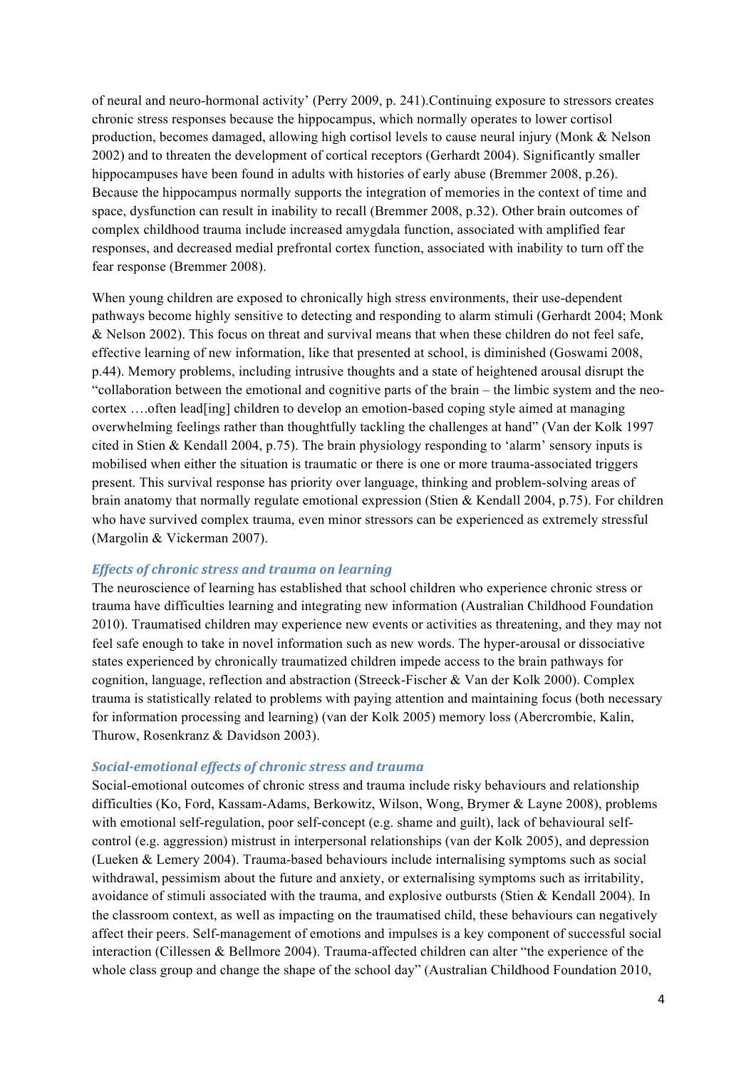of neural and neuro-hormonal activity' (Perry 2009, p. 241).Continuing exposure to stressors creates chronic stress responses because the hippocampus, which normally operates to lower cortisol production, becomes damaged, allowing high cortisol levels to cause neural injury (Monk & Nelson 2002) and to threaten the development of cortical receptors (Gerhardt 2004). Significantly smaller hippocampuses have been found in adults with histories of early abuse (Bremmer 2008, p.26). Because the hippocampus normally supports the integration of memories in the context of time and space, dysfunction can result in inability to recall (Bremmer 2008, p.32). Other brain outcomes of complex childhood trauma include increased amygdala function, associated with amplified fear responses, and decreased medial prefrontal cortex function, associated with inability to turn off the fear response (Bremmer 2008).

When young children are exposed to chronically high stress environments, their use-dependent pathways become highly sensitive to detecting and responding to alarm stimuli (Gerhardt 2004; Monk & Nelson 2002). This focus on threat and survival means that when these children do not feel safe, effective learning of new information, like that presented at school, is diminished (Goswami 2008, p.44). Memory problems, including intrusive thoughts and a state of heightened arousal disrupt the "collaboration between the emotional and cognitive parts of the brain – the limbic system and the neo-cortex ….often lead[ing] children to develop an emotion-based coping style aimed at managing overwhelming feelings rather than thoughtfully tackling the challenges at hand" (Van der Kolk 1997 cited in Stien & Kendall 2004, p.75). The brain physiology responding to 'alarm' sensory inputs is mobilised when either the situation is traumatic or there is one or more trauma-associated triggers present. This survival response has priority over language, thinking and problem-solving areas of brain anatomy that normally regulate emotional expression (Stien & Kendall 2004, p.75). For children who have survived complex trauma, even minor stressors can be experienced as extremely stressful (Margolin & Vickerman 2007).

### *Effects of chronic stress and trauma on learning*

The neuroscience of learning has established that school children who experience chronic stress or trauma have difficulties learning and integrating new information (Australian Childhood Foundation 2010). Traumatised children may experience new events or activities as threatening, and they may not feel safe enough to take in novel information such as new words. The hyper-arousal or dissociative states experienced by chronically traumatized children impede access to the brain pathways for cognition, language, reflection and abstraction (Streeck-Fischer & Van der Kolk 2000). Complex trauma is statistically related to problems with paying attention and maintaining focus (both necessary for information processing and learning) (van der Kolk 2005) memory loss (Abercrombie, Kalin, Thurow, Rosenkranz & Davidson 2003).

### *Social-emotional effects of chronic stress and trauma*

Social-emotional outcomes of chronic stress and trauma include risky behaviours and relationship difficulties (Ko, Ford, Kassam-Adams, Berkowitz, Wilson, Wong, Brymer & Layne 2008), problems with emotional self-regulation, poor self-concept (e.g. shame and guilt), lack of behavioural self-control (e.g. aggression) mistrust in interpersonal relationships (van der Kolk 2005), and depression (Lueken & Lemery 2004). Trauma-based behaviours include internalising symptoms such as social withdrawal, pessimism about the future and anxiety, or externalising symptoms such as irritability, avoidance of stimuli associated with the trauma, and explosive outbursts (Stien & Kendall 2004). In the classroom context, as well as impacting on the traumatised child, these behaviours can negatively affect their peers. Self-management of emotions and impulses is a key component of successful social interaction (Cillessen & Bellmore 2004). Trauma-affected children can alter "the experience of the whole class group and change the shape of the school day" (Australian Childhood Foundation 2010,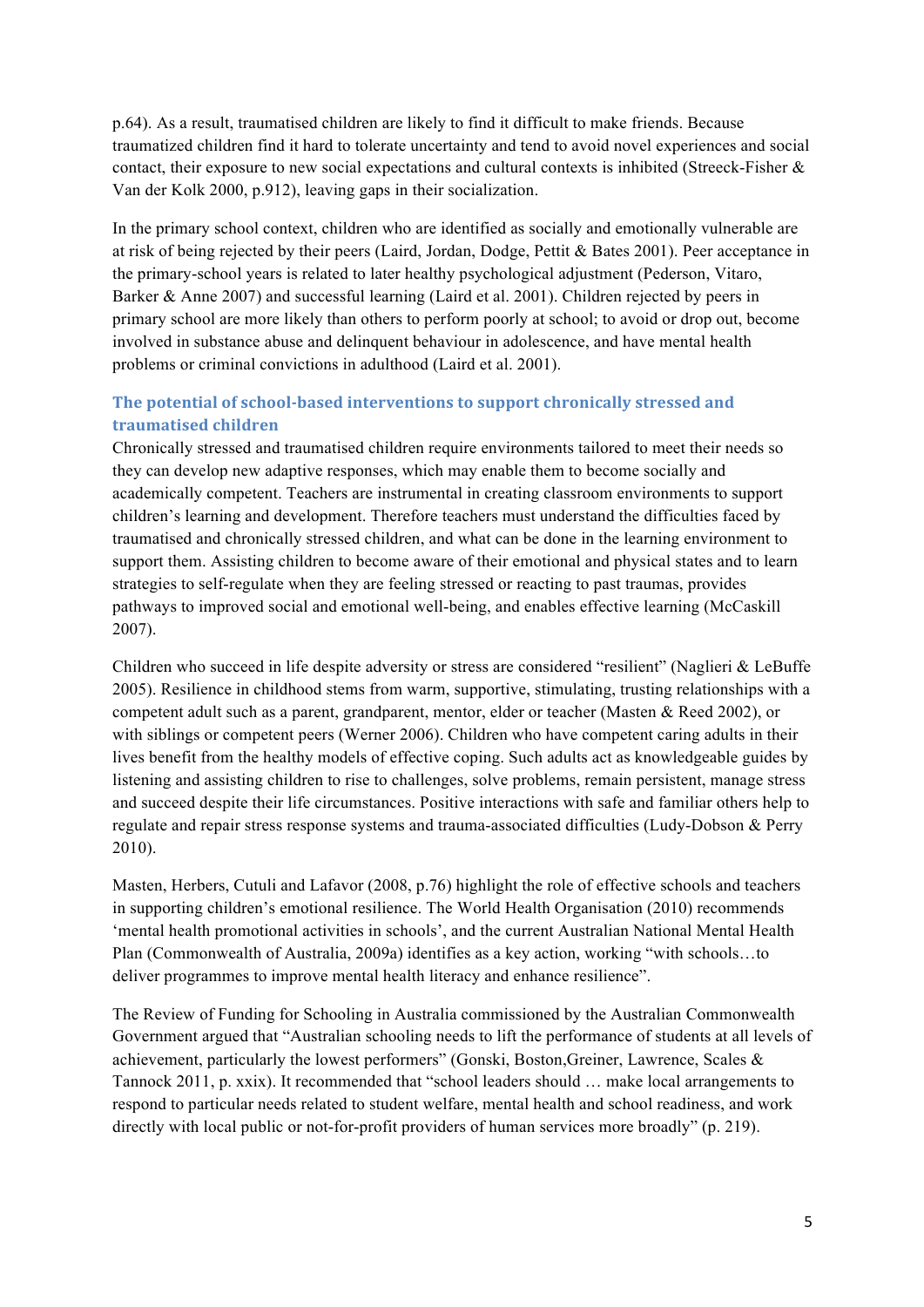p.64). As a result, traumatised children are likely to find it difficult to make friends. Because traumatized children find it hard to tolerate uncertainty and tend to avoid novel experiences and social contact, their exposure to new social expectations and cultural contexts is inhibited (Streeck-Fisher & Van der Kolk 2000, p.912), leaving gaps in their socialization.

In the primary school context, children who are identified as socially and emotionally vulnerable are at risk of being rejected by their peers (Laird, Jordan, Dodge, Pettit & Bates 2001). Peer acceptance in the primary-school years is related to later healthy psychological adjustment (Pederson, Vitaro, Barker & Anne 2007) and successful learning (Laird et al. 2001). Children rejected by peers in primary school are more likely than others to perform poorly at school; to avoid or drop out, become involved in substance abuse and delinquent behaviour in adolescence, and have mental health problems or criminal convictions in adulthood (Laird et al. 2001).

### The potential of school-based interventions to support chronically stressed and traumatised children

Chronically stressed and traumatised children require environments tailored to meet their needs so they can develop new adaptive responses, which may enable them to become socially and academically competent. Teachers are instrumental in creating classroom environments to support children's learning and development. Therefore teachers must understand the difficulties faced by traumatised and chronically stressed children, and what can be done in the learning environment to support them. Assisting children to become aware of their emotional and physical states and to learn strategies to self-regulate when they are feeling stressed or reacting to past traumas, provides pathways to improved social and emotional well-being, and enables effective learning (McCaskill 2007).

Children who succeed in life despite adversity or stress are considered "resilient" (Naglieri & LeBuffe 2005). Resilience in childhood stems from warm, supportive, stimulating, trusting relationships with a competent adult such as a parent, grandparent, mentor, elder or teacher (Masten & Reed 2002), or with siblings or competent peers (Werner 2006). Children who have competent caring adults in their lives benefit from the healthy models of effective coping. Such adults act as knowledgeable guides by listening and assisting children to rise to challenges, solve problems, remain persistent, manage stress and succeed despite their life circumstances. Positive interactions with safe and familiar others help to regulate and repair stress response systems and trauma-associated difficulties (Ludy-Dobson & Perry 2010).

Masten, Herbers, Cutuli and Lafavor (2008, p.76) highlight the role of effective schools and teachers in supporting children's emotional resilience. The World Health Organisation (2010) recommends 'mental health promotional activities in schools', and the current Australian National Mental Health Plan (Commonwealth of Australia, 2009a) identifies as a key action, working "with schools…to deliver programmes to improve mental health literacy and enhance resilience".

The Review of Funding for Schooling in Australia commissioned by the Australian Commonwealth Government argued that "Australian schooling needs to lift the performance of students at all levels of achievement, particularly the lowest performers" (Gonski, Boston,Greiner, Lawrence, Scales & Tannock 2011, p. xxix). It recommended that "school leaders should … make local arrangements to respond to particular needs related to student welfare, mental health and school readiness, and work directly with local public or not-for-profit providers of human services more broadly" (p. 219).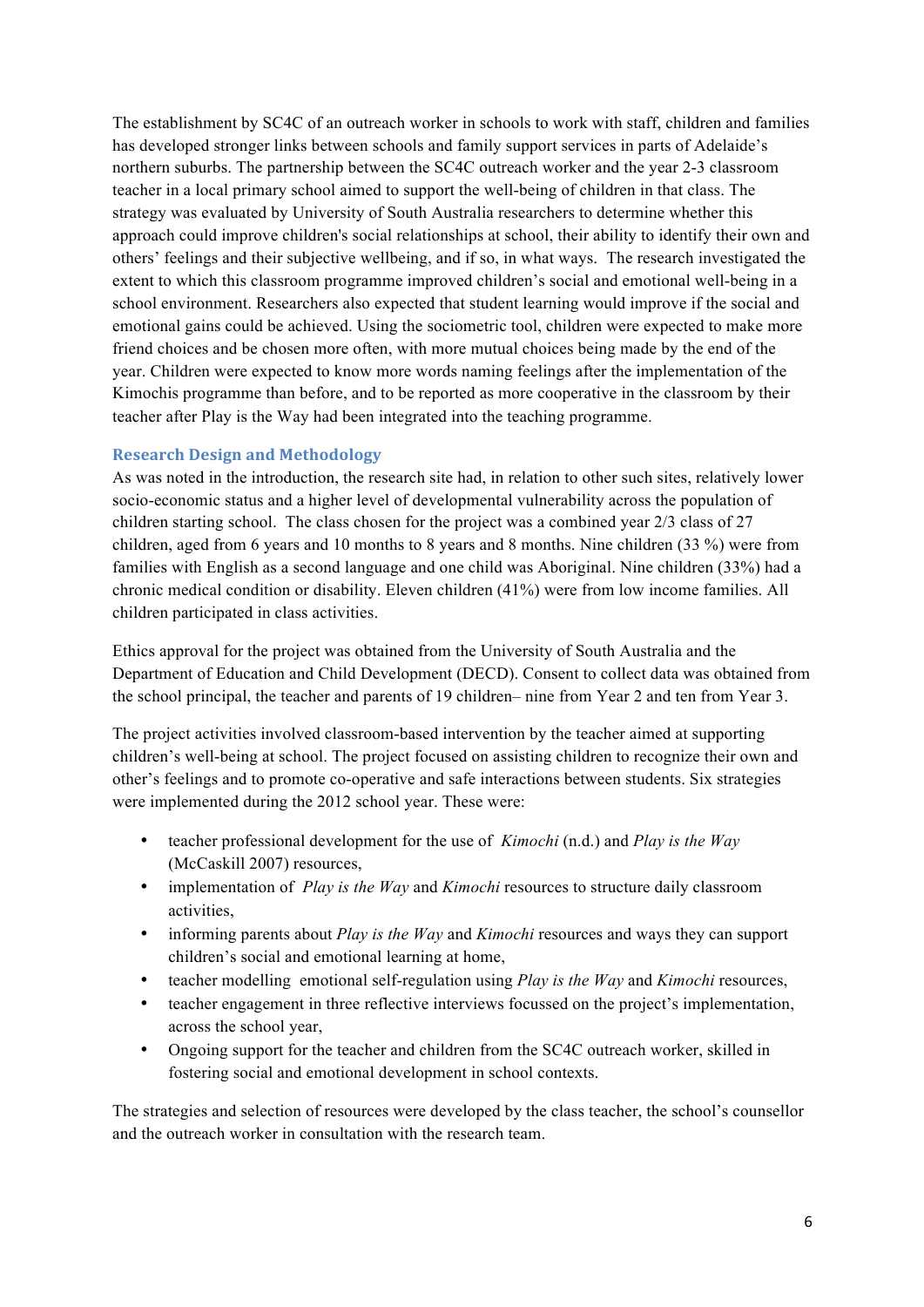The establishment by SC4C of an outreach worker in schools to work with staff, children and families has developed stronger links between schools and family support services in parts of Adelaide's northern suburbs. The partnership between the SC4C outreach worker and the year 2-3 classroom teacher in a local primary school aimed to support the well-being of children in that class. The strategy was evaluated by University of South Australia researchers to determine whether this approach could improve children's social relationships at school, their ability to identify their own and others' feelings and their subjective wellbeing, and if so, in what ways. The research investigated the extent to which this classroom programme improved children's social and emotional well-being in a school environment. Researchers also expected that student learning would improve if the social and emotional gains could be achieved. Using the sociometric tool, children were expected to make more friend choices and be chosen more often, with more mutual choices being made by the end of the year. Children were expected to know more words naming feelings after the implementation of the Kimochis programme than before, and to be reported as more cooperative in the classroom by their teacher after Play is the Way had been integrated into the teaching programme.

## Research Design and Methodology

As was noted in the introduction, the research site had, in relation to other such sites, relatively lower socio-economic status and a higher level of developmental vulnerability across the population of children starting school. The class chosen for the project was a combined year 2/3 class of 27 children, aged from 6 years and 10 months to 8 years and 8 months. Nine children (33 %) were from families with English as a second language and one child was Aboriginal. Nine children (33%) had a chronic medical condition or disability. Eleven children (41%) were from low income families. All children participated in class activities.

Ethics approval for the project was obtained from the University of South Australia and the Department of Education and Child Development (DECD). Consent to collect data was obtained from the school principal, the teacher and parents of 19 children– nine from Year 2 and ten from Year 3.

The project activities involved classroom-based intervention by the teacher aimed at supporting children's well-being at school. The project focused on assisting children to recognize their own and other's feelings and to promote co-operative and safe interactions between students. Six strategies were implemented during the 2012 school year. These were:

- teacher professional development for the use of *Kimochi* (n.d.) and *Play is the Way* (McCaskill 2007) resources,
- implementation of *Play is the Way* and *Kimochi* resources to structure daily classroom activities,
- informing parents about *Play is the Way* and *Kimochi* resources and ways they can support children's social and emotional learning at home,
- teacher modelling emotional self-regulation using *Play is the Way* and *Kimochi* resources,
- teacher engagement in three reflective interviews focussed on the project's implementation, across the school year,
- Ongoing support for the teacher and children from the SC4C outreach worker, skilled in fostering social and emotional development in school contexts.

The strategies and selection of resources were developed by the class teacher, the school's counsellor and the outreach worker in consultation with the research team.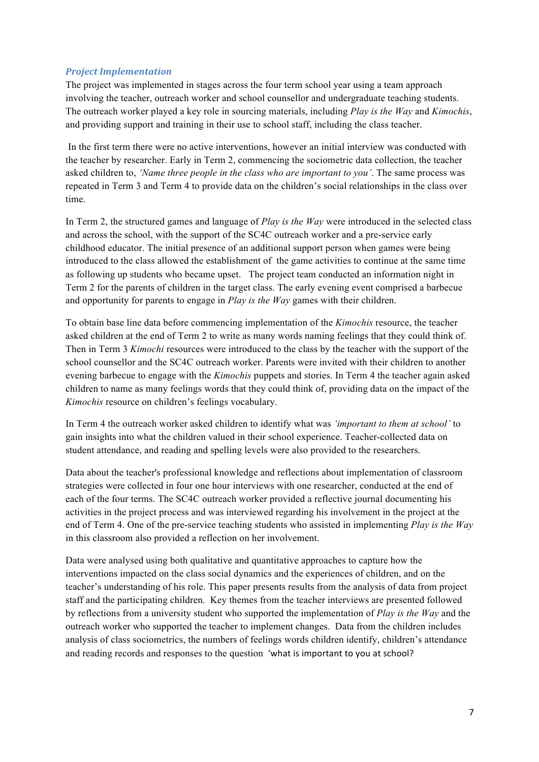### *Project Implementation*

The project was implemented in stages across the four term school year using a team approach involving the teacher, outreach worker and school counsellor and undergraduate teaching students. The outreach worker played a key role in sourcing materials, including *Play is the Way* and *Kimochis*, and providing support and training in their use to school staff, including the class teacher.

In the first term there were no active interventions, however an initial interview was conducted with the teacher by researcher. Early in Term 2, commencing the sociometric data collection, the teacher asked children to, *'Name three people in the class who are important to you'*. The same process was repeated in Term 3 and Term 4 to provide data on the children's social relationships in the class over time.

In Term 2, the structured games and language of *Play is the Way* were introduced in the selected class and across the school, with the support of the SC4C outreach worker and a pre-service early childhood educator. The initial presence of an additional support person when games were being introduced to the class allowed the establishment of the game activities to continue at the same time as following up students who became upset. The project team conducted an information night in Term 2 for the parents of children in the target class. The early evening event comprised a barbecue and opportunity for parents to engage in *Play is the Way* games with their children.

To obtain base line data before commencing implementation of the *Kimochis* resource, the teacher asked children at the end of Term 2 to write as many words naming feelings that they could think of. Then in Term 3 *Kimochi* resources were introduced to the class by the teacher with the support of the school counsellor and the SC4C outreach worker. Parents were invited with their children to another evening barbecue to engage with the *Kimochis* puppets and stories. In Term 4 the teacher again asked children to name as many feelings words that they could think of, providing data on the impact of the *Kimochis* resource on children's feelings vocabulary.

In Term 4 the outreach worker asked children to identify what was *'important to them at school'* to gain insights into what the children valued in their school experience. Teacher-collected data on student attendance, and reading and spelling levels were also provided to the researchers.

Data about the teacher's professional knowledge and reflections about implementation of classroom strategies were collected in four one hour interviews with one researcher, conducted at the end of each of the four terms. The SC4C outreach worker provided a reflective journal documenting his activities in the project process and was interviewed regarding his involvement in the project at the end of Term 4. One of the pre-service teaching students who assisted in implementing *Play is the Way* in this classroom also provided a reflection on her involvement.

Data were analysed using both qualitative and quantitative approaches to capture how the interventions impacted on the class social dynamics and the experiences of children, and on the teacher's understanding of his role. This paper presents results from the analysis of data from project staff and the participating children. Key themes from the teacher interviews are presented followed by reflections from a university student who supported the implementation of *Play is the Way* and the outreach worker who supported the teacher to implement changes. Data from the children includes analysis of class sociometrics, the numbers of feelings words children identify, children's attendance and reading records and responses to the question 'what is important to you at school?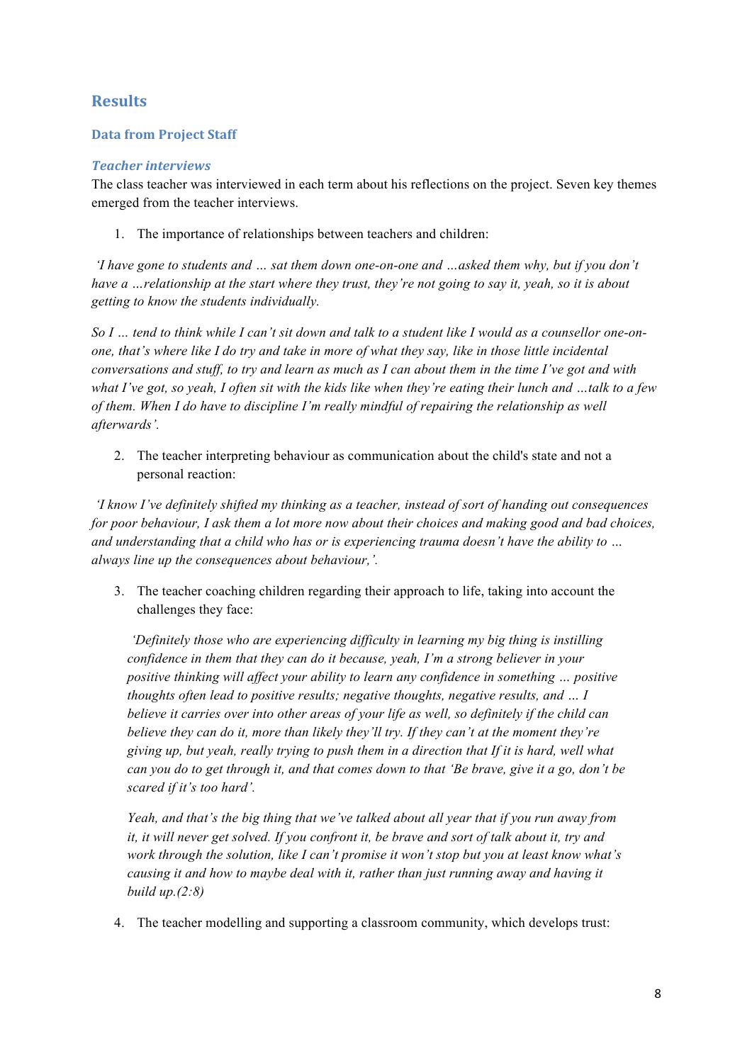## Results

### Data from Project Staff

#### *Teacher interviews*

The class teacher was interviewed in each term about his reflections on the project. Seven key themes emerged from the teacher interviews.

1. The importance of relationships between teachers and children:

*'I have gone to students and … sat them down one-on-one and …asked them why, but if you don't have a …relationship at the start where they trust, they're not going to say it, yeah, so it is about getting to know the students individually.*

*So I … tend to think while I can't sit down and talk to a student like I would as a counsellor one-on-one, that's where like I do try and take in more of what they say, like in those little incidental conversations and stuff, to try and learn as much as I can about them in the time I've got and with what I've got, so yeah, I often sit with the kids like when they're eating their lunch and …talk to a few of them. When I do have to discipline I'm really mindful of repairing the relationship as well afterwards'.*

2. The teacher interpreting behaviour as communication about the child's state and not a personal reaction:

*'I know I've definitely shifted my thinking as a teacher, instead of sort of handing out consequences for poor behaviour, I ask them a lot more now about their choices and making good and bad choices, and understanding that a child who has or is experiencing trauma doesn't have the ability to … always line up the consequences about behaviour,'.*

3. The teacher coaching children regarding their approach to life, taking into account the challenges they face:

   *'Definitely those who are experiencing difficulty in learning my big thing is instilling confidence in them that they can do it because, yeah, I'm a strong believer in your positive thinking will affect your ability to learn any confidence in something … positive thoughts often lead to positive results; negative thoughts, negative results, and … I believe it carries over into other areas of your life as well, so definitely if the child can believe they can do it, more than likely they'll try. If they can't at the moment they're giving up, but yeah, really trying to push them in a direction that If it is hard, well what can you do to get through it, and that comes down to that 'Be brave, give it a go, don't be scared if it's too hard'.*

   *Yeah, and that's the big thing that we've talked about all year that if you run away from it, it will never get solved. If you confront it, be brave and sort of talk about it, try and work through the solution, like I can't promise it won't stop but you at least know what's causing it and how to maybe deal with it, rather than just running away and having it build up.(2:8)*

4. The teacher modelling and supporting a classroom community, which develops trust: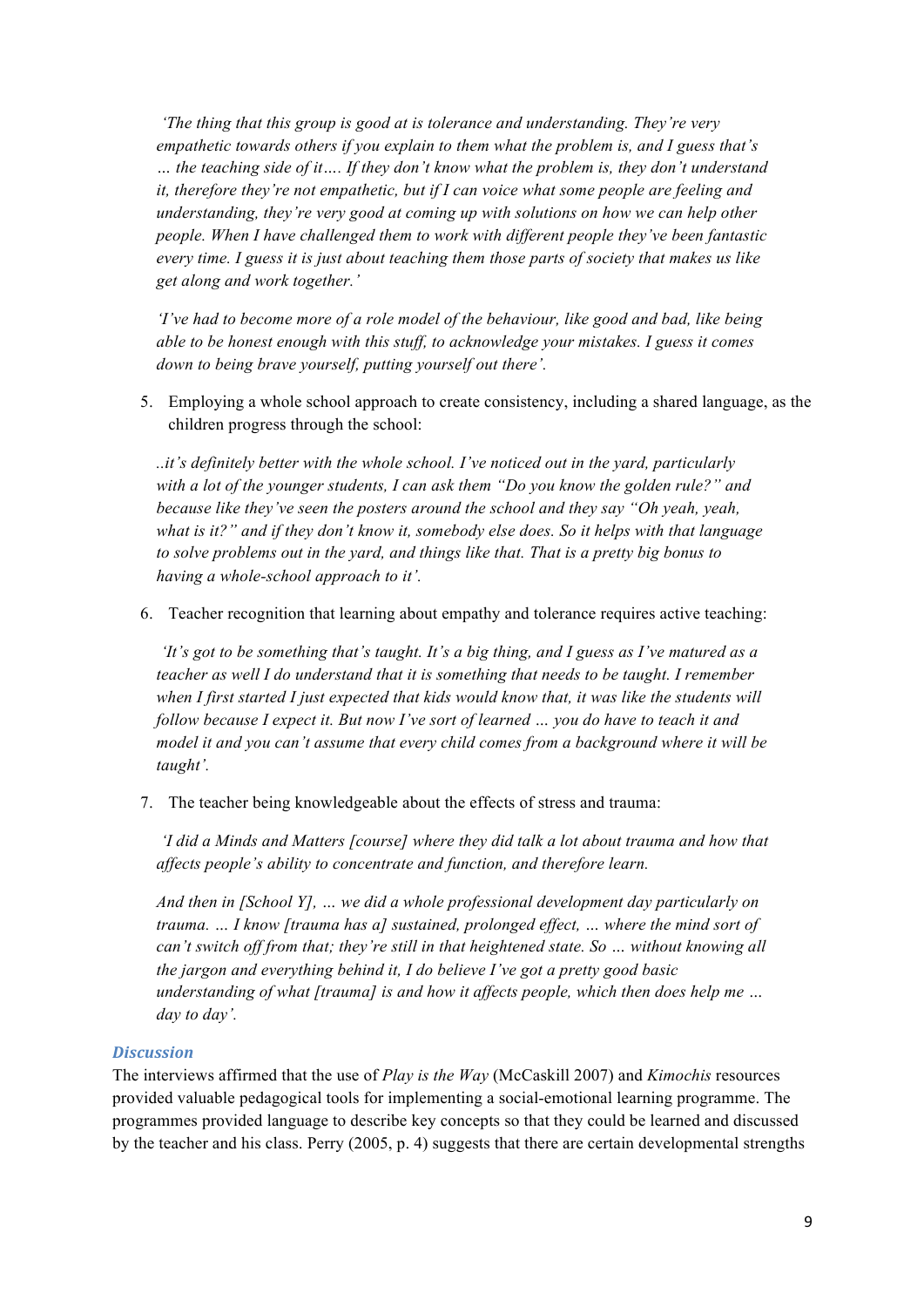*'The thing that this group is good at is tolerance and understanding. They're very empathetic towards others if you explain to them what the problem is, and I guess that's … the teaching side of it…. If they don't know what the problem is, they don't understand it, therefore they're not empathetic, but if I can voice what some people are feeling and understanding, they're very good at coming up with solutions on how we can help other people. When I have challenged them to work with different people they've been fantastic every time. I guess it is just about teaching them those parts of society that makes us like get along and work together.'*

*'I've had to become more of a role model of the behaviour, like good and bad, like being able to be honest enough with this stuff, to acknowledge your mistakes. I guess it comes down to being brave yourself, putting yourself out there'.*

5. Employing a whole school approach to create consistency, including a shared language, as the children progress through the school:

*..it's definitely better with the whole school. I've noticed out in the yard, particularly with a lot of the younger students, I can ask them "Do you know the golden rule?" and because like they've seen the posters around the school and they say "Oh yeah, yeah, what is it?" and if they don't know it, somebody else does. So it helps with that language to solve problems out in the yard, and things like that. That is a pretty big bonus to having a whole-school approach to it'.*

6. Teacher recognition that learning about empathy and tolerance requires active teaching:

*'It's got to be something that's taught. It's a big thing, and I guess as I've matured as a teacher as well I do understand that it is something that needs to be taught. I remember when I first started I just expected that kids would know that, it was like the students will follow because I expect it. But now I've sort of learned … you do have to teach it and model it and you can't assume that every child comes from a background where it will be taught'.*

7. The teacher being knowledgeable about the effects of stress and trauma:

*'I did a Minds and Matters [course] where they did talk a lot about trauma and how that affects people's ability to concentrate and function, and therefore learn.*

*And then in [School Y], … we did a whole professional development day particularly on trauma. … I know [trauma has a] sustained, prolonged effect, … where the mind sort of can't switch off from that; they're still in that heightened state. So … without knowing all the jargon and everything behind it, I do believe I've got a pretty good basic understanding of what [trauma] is and how it affects people, which then does help me … day to day'.*

### Discussion

The interviews affirmed that the use of *Play is the Way* (McCaskill 2007) and *Kimochis* resources provided valuable pedagogical tools for implementing a social-emotional learning programme. The programmes provided language to describe key concepts so that they could be learned and discussed by the teacher and his class. Perry (2005, p. 4) suggests that there are certain developmental strengths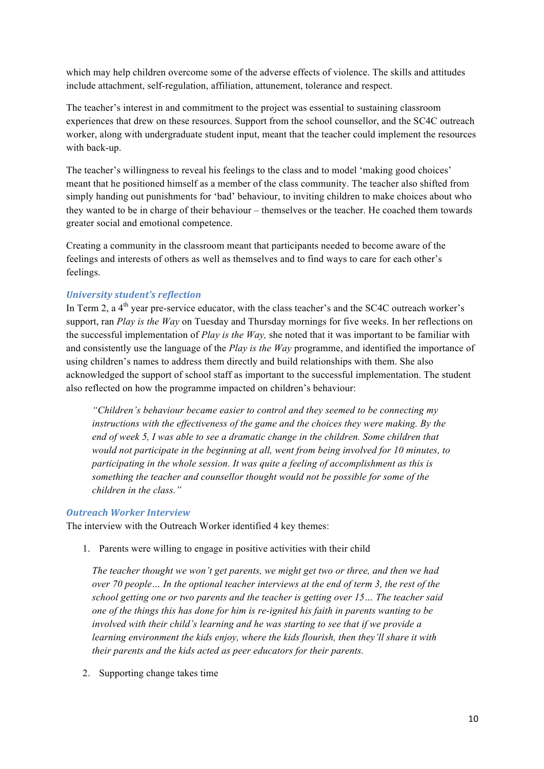which may help children overcome some of the adverse effects of violence. The skills and attitudes include attachment, self-regulation, affiliation, attunement, tolerance and respect.

The teacher's interest in and commitment to the project was essential to sustaining classroom experiences that drew on these resources. Support from the school counsellor, and the SC4C outreach worker, along with undergraduate student input, meant that the teacher could implement the resources with back-up.

The teacher's willingness to reveal his feelings to the class and to model 'making good choices' meant that he positioned himself as a member of the class community. The teacher also shifted from simply handing out punishments for 'bad' behaviour, to inviting children to make choices about who they wanted to be in charge of their behaviour – themselves or the teacher. He coached them towards greater social and emotional competence.

Creating a community in the classroom meant that participants needed to become aware of the feelings and interests of others as well as themselves and to find ways to care for each other's feelings.

### University student's reflection

In Term 2, a 4th year pre-service educator, with the class teacher's and the SC4C outreach worker's support, ran *Play is the Way* on Tuesday and Thursday mornings for five weeks. In her reflections on the successful implementation of *Play is the Way,* she noted that it was important to be familiar with and consistently use the language of the *Play is the Way* programme, and identified the importance of using children's names to address them directly and build relationships with them. She also acknowledged the support of school staff as important to the successful implementation. The student also reflected on how the programme impacted on children's behaviour:

> *"Children's behaviour became easier to control and they seemed to be connecting my instructions with the effectiveness of the game and the choices they were making. By the end of week 5, I was able to see a dramatic change in the children. Some children that would not participate in the beginning at all, went from being involved for 10 minutes, to participating in the whole session. It was quite a feeling of accomplishment as this is something the teacher and counsellor thought would not be possible for some of the children in the class."*

### Outreach Worker Interview

The interview with the Outreach Worker identified 4 key themes:

1. Parents were willing to engage in positive activities with their child

   *The teacher thought we won't get parents, we might get two or three, and then we had over 70 people… In the optional teacher interviews at the end of term 3, the rest of the school getting one or two parents and the teacher is getting over 15… The teacher said one of the things this has done for him is re-ignited his faith in parents wanting to be involved with their child's learning and he was starting to see that if we provide a learning environment the kids enjoy, where the kids flourish, then they'll share it with their parents and the kids acted as peer educators for their parents.*

2. Supporting change takes time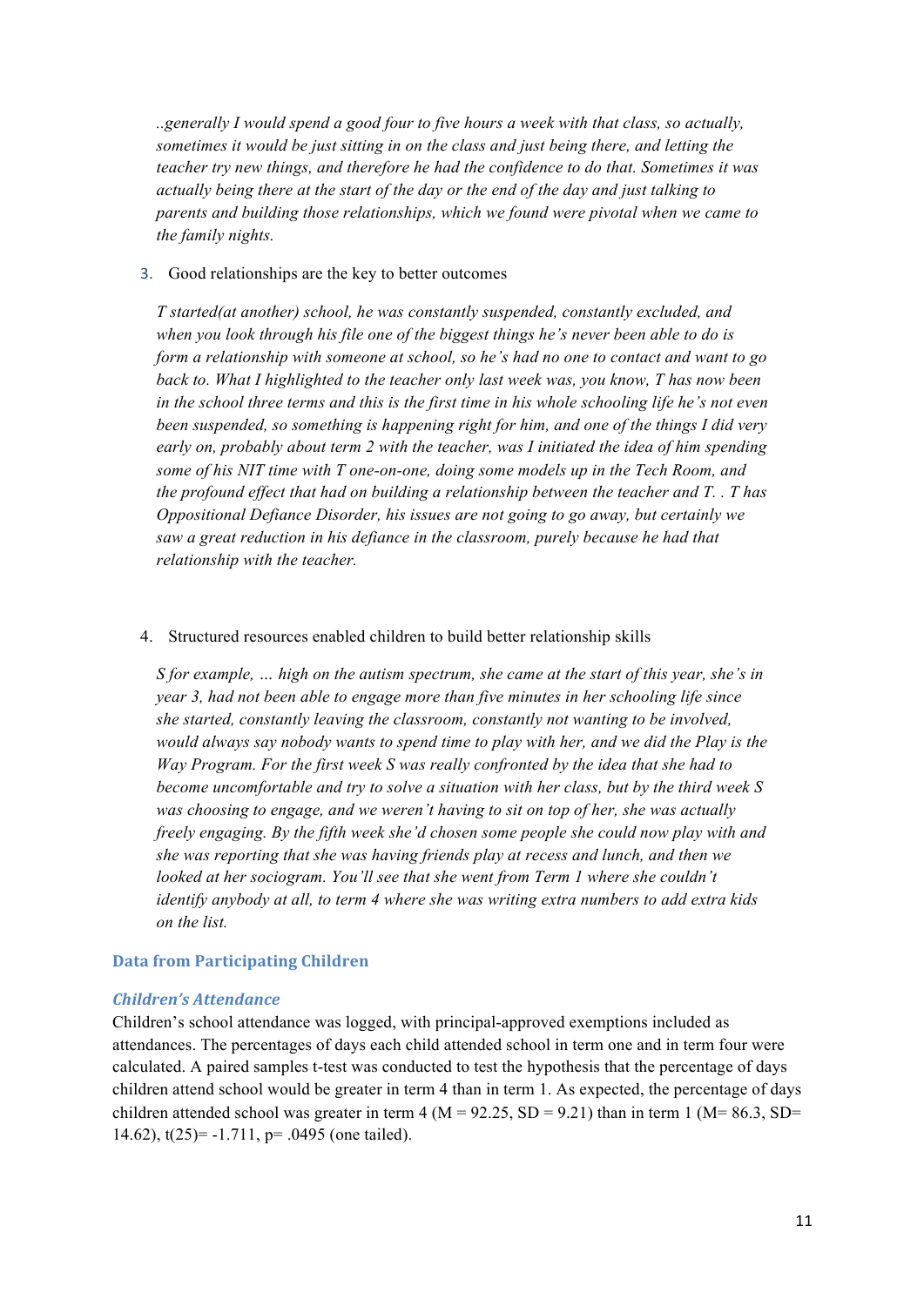*..generally I would spend a good four to five hours a week with that class, so actually, sometimes it would be just sitting in on the class and just being there, and letting the teacher try new things, and therefore he had the confidence to do that. Sometimes it was actually being there at the start of the day or the end of the day and just talking to parents and building those relationships, which we found were pivotal when we came to the family nights.*

3. Good relationships are the key to better outcomes

*T started(at another) school, he was constantly suspended, constantly excluded, and when you look through his file one of the biggest things he's never been able to do is form a relationship with someone at school, so he's had no one to contact and want to go back to. What I highlighted to the teacher only last week was, you know, T has now been in the school three terms and this is the first time in his whole schooling life he's not even been suspended, so something is happening right for him, and one of the things I did very early on, probably about term 2 with the teacher, was I initiated the idea of him spending some of his NIT time with T one-on-one, doing some models up in the Tech Room, and the profound effect that had on building a relationship between the teacher and T. . T has Oppositional Defiance Disorder, his issues are not going to go away, but certainly we saw a great reduction in his defiance in the classroom, purely because he had that relationship with the teacher.*

4. Structured resources enabled children to build better relationship skills

*S for example, … high on the autism spectrum, she came at the start of this year, she's in year 3, had not been able to engage more than five minutes in her schooling life since she started, constantly leaving the classroom, constantly not wanting to be involved, would always say nobody wants to spend time to play with her, and we did the Play is the Way Program. For the first week S was really confronted by the idea that she had to become uncomfortable and try to solve a situation with her class, but by the third week S was choosing to engage, and we weren't having to sit on top of her, she was actually freely engaging. By the fifth week she'd chosen some people she could now play with and she was reporting that she was having friends play at recess and lunch, and then we looked at her sociogram. You'll see that she went from Term 1 where she couldn't identify anybody at all, to term 4 where she was writing extra numbers to add extra kids on the list.*

## Data from Participating Children

### *Children's Attendance*

Children's school attendance was logged, with principal-approved exemptions included as attendances. The percentages of days each child attended school in term one and in term four were calculated. A paired samples t-test was conducted to test the hypothesis that the percentage of days children attend school would be greater in term 4 than in term 1. As expected, the percentage of days children attended school was greater in term 4 ($M = 92.25$, $SD = 9.21$) than in term 1 ($M = 86.3$, $SD = 14.62$), $t(25) = -1.711$, $p = .0495$ (one tailed).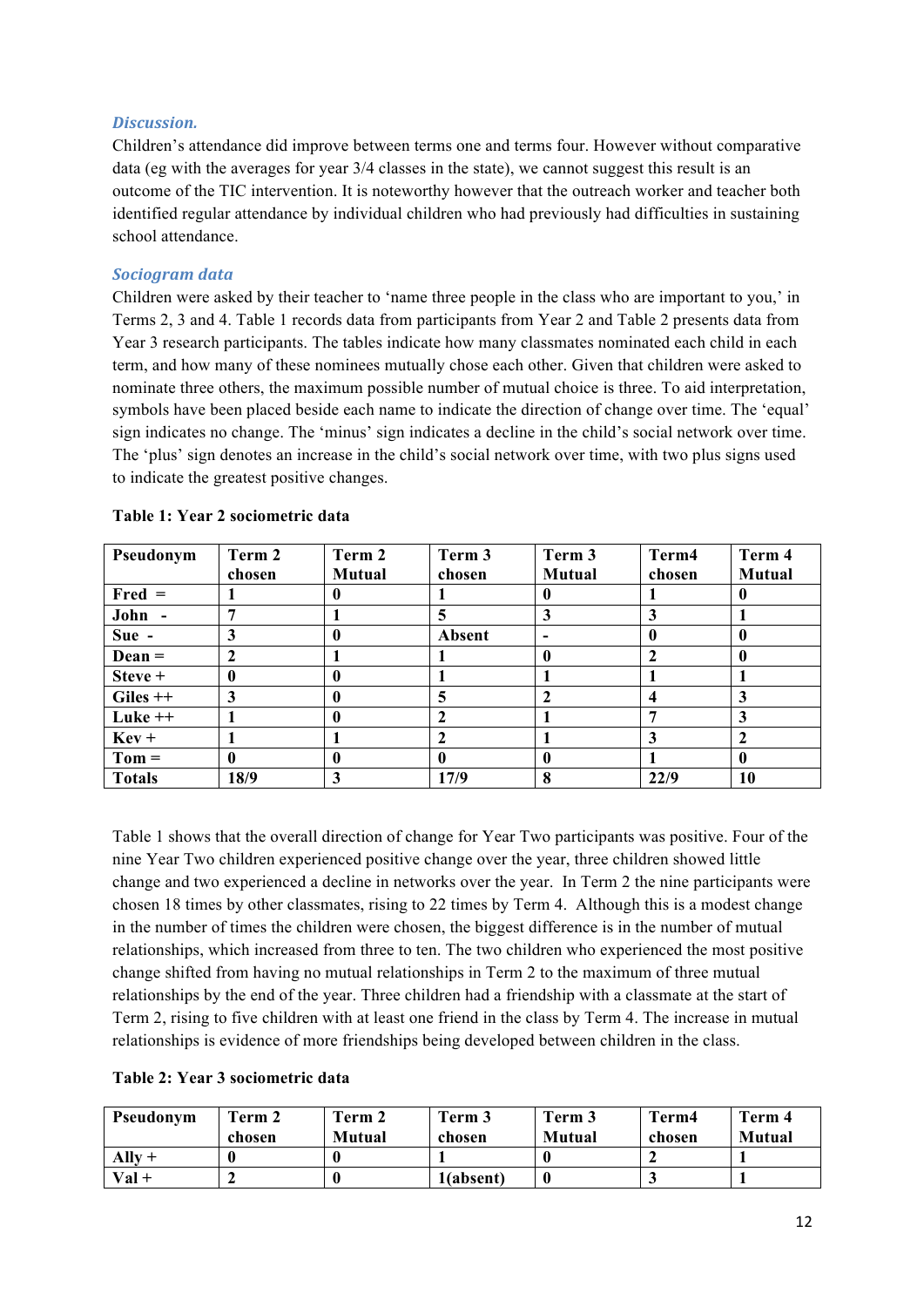### *Discussion.*

Children's attendance did improve between terms one and terms four. However without comparative data (eg with the averages for year 3/4 classes in the state), we cannot suggest this result is an outcome of the TIC intervention. It is noteworthy however that the outreach worker and teacher both identified regular attendance by individual children who had previously had difficulties in sustaining school attendance.

### *Sociogram data*

Children were asked by their teacher to 'name three people in the class who are important to you,' in Terms 2, 3 and 4. Table 1 records data from participants from Year 2 and Table 2 presents data from Year 3 research participants. The tables indicate how many classmates nominated each child in each term, and how many of these nominees mutually chose each other. Given that children were asked to nominate three others, the maximum possible number of mutual choice is three. To aid interpretation, symbols have been placed beside each name to indicate the direction of change over time. The 'equal' sign indicates no change. The 'minus' sign indicates a decline in the child's social network over time. The 'plus' sign denotes an increase in the child's social network over time, with two plus signs used to indicate the greatest positive changes.

**Table 1: Year 2 sociometric data**

| Pseudonym | Term 2 chosen | Term 2 Mutual | Term 3 chosen | Term 3 Mutual | Term4 chosen | Term 4 Mutual |
|---|---|---|---|---|---|---|
| **Fred =** | 1 | 0 | 1 | 0 | 1 | 0 |
| **John -** | 7 | 1 | 5 | 3 | 3 | 1 |
| **Sue -** | 3 | 0 | Absent | - | 0 | 0 |
| **Dean =** | 2 | 1 | 1 | 0 | 2 | 0 |
| **Steve +** | 0 | 0 | 1 | 1 | 1 | 1 |
| **Giles ++** | 3 | 0 | 5 | 2 | 4 | 3 |
| **Luke ++** | 1 | 0 | 2 | 1 | 7 | 3 |
| **Kev +** | 1 | 1 | 2 | 1 | 3 | 2 |
| **Tom =** | 0 | 0 | 0 | 0 | 1 | 0 |
| **Totals** | 18/9 | 3 | 17/9 | 8 | 22/9 | 10 |

Table 1 shows that the overall direction of change for Year Two participants was positive. Four of the nine Year Two children experienced positive change over the year, three children showed little change and two experienced a decline in networks over the year. In Term 2 the nine participants were chosen 18 times by other classmates, rising to 22 times by Term 4. Although this is a modest change in the number of times the children were chosen, the biggest difference is in the number of mutual relationships, which increased from three to ten. The two children who experienced the most positive change shifted from having no mutual relationships in Term 2 to the maximum of three mutual relationships by the end of the year. Three children had a friendship with a classmate at the start of Term 2, rising to five children with at least one friend in the class by Term 4. The increase in mutual relationships is evidence of more friendships being developed between children in the class.

**Table 2: Year 3 sociometric data**

| Pseudonym | Term 2 chosen | Term 2 Mutual | Term 3 chosen | Term 3 Mutual | Term4 chosen | Term 4 Mutual |
|---|---|---|---|---|---|---|
| **Ally +** | 0 | 0 | 1 | 0 | 2 | 1 |
| **Val +** | 2 | 0 | 1(absent) | 0 | 3 | 1 |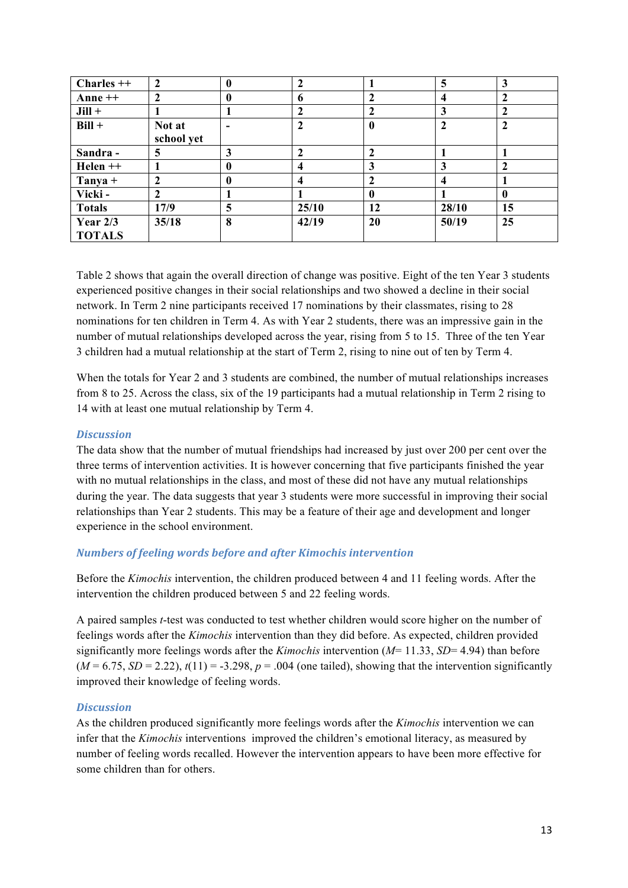| Charles ++ | 2 | 0 | 2 | 1 | 5 | 3 |
|---|---|---|---|---|---|---|
| Anne ++ | 2 | 0 | 6 | 2 | 4 | 2 |
| Jill + | 1 | 1 | 2 | 2 | 3 | 2 |
| Bill + | Not at school yet | - | 2 | 0 | 2 | 2 |
| Sandra - | 5 | 3 | 2 | 2 | 1 | 1 |
| Helen ++ | 1 | 0 | 4 | 3 | 3 | 2 |
| Tanya + | 2 | 0 | 4 | 2 | 4 | 1 |
| Vicki - | 2 | 1 | 1 | 0 | 1 | 0 |
| Totals | 17/9 | 5 | 25/10 | 12 | 28/10 | 15 |
| Year 2/3 TOTALS | 35/18 | 8 | 42/19 | 20 | 50/19 | 25 |

Table 2 shows that again the overall direction of change was positive. Eight of the ten Year 3 students experienced positive changes in their social relationships and two showed a decline in their social network. In Term 2 nine participants received 17 nominations by their classmates, rising to 28 nominations for ten children in Term 4. As with Year 2 students, there was an impressive gain in the number of mutual relationships developed across the year, rising from 5 to 15. Three of the ten Year 3 children had a mutual relationship at the start of Term 2, rising to nine out of ten by Term 4.

When the totals for Year 2 and 3 students are combined, the number of mutual relationships increases from 8 to 25. Across the class, six of the 19 participants had a mutual relationship in Term 2 rising to 14 with at least one mutual relationship by Term 4.

### *Discussion*

The data show that the number of mutual friendships had increased by just over 200 per cent over the three terms of intervention activities. It is however concerning that five participants finished the year with no mutual relationships in the class, and most of these did not have any mutual relationships during the year. The data suggests that year 3 students were more successful in improving their social relationships than Year 2 students. This may be a feature of their age and development and longer experience in the school environment.

### *Numbers of feeling words before and after Kimochis intervention*

Before the *Kimochis* intervention, the children produced between 4 and 11 feeling words. After the intervention the children produced between 5 and 22 feeling words.

A paired samples *t*-test was conducted to test whether children would score higher on the number of feelings words after the *Kimochis* intervention than they did before. As expected, children provided significantly more feelings words after the *Kimochis* intervention ($M$= 11.33, $SD$= 4.94) than before ($M$ = 6.75, $SD$ = 2.22), $t(11)$ = -3.298, $p$ = .004 (one tailed), showing that the intervention significantly improved their knowledge of feeling words.

### *Discussion*

As the children produced significantly more feelings words after the *Kimochis* intervention we can infer that the *Kimochis* interventions improved the children's emotional literacy, as measured by number of feeling words recalled. However the intervention appears to have been more effective for some children than for others.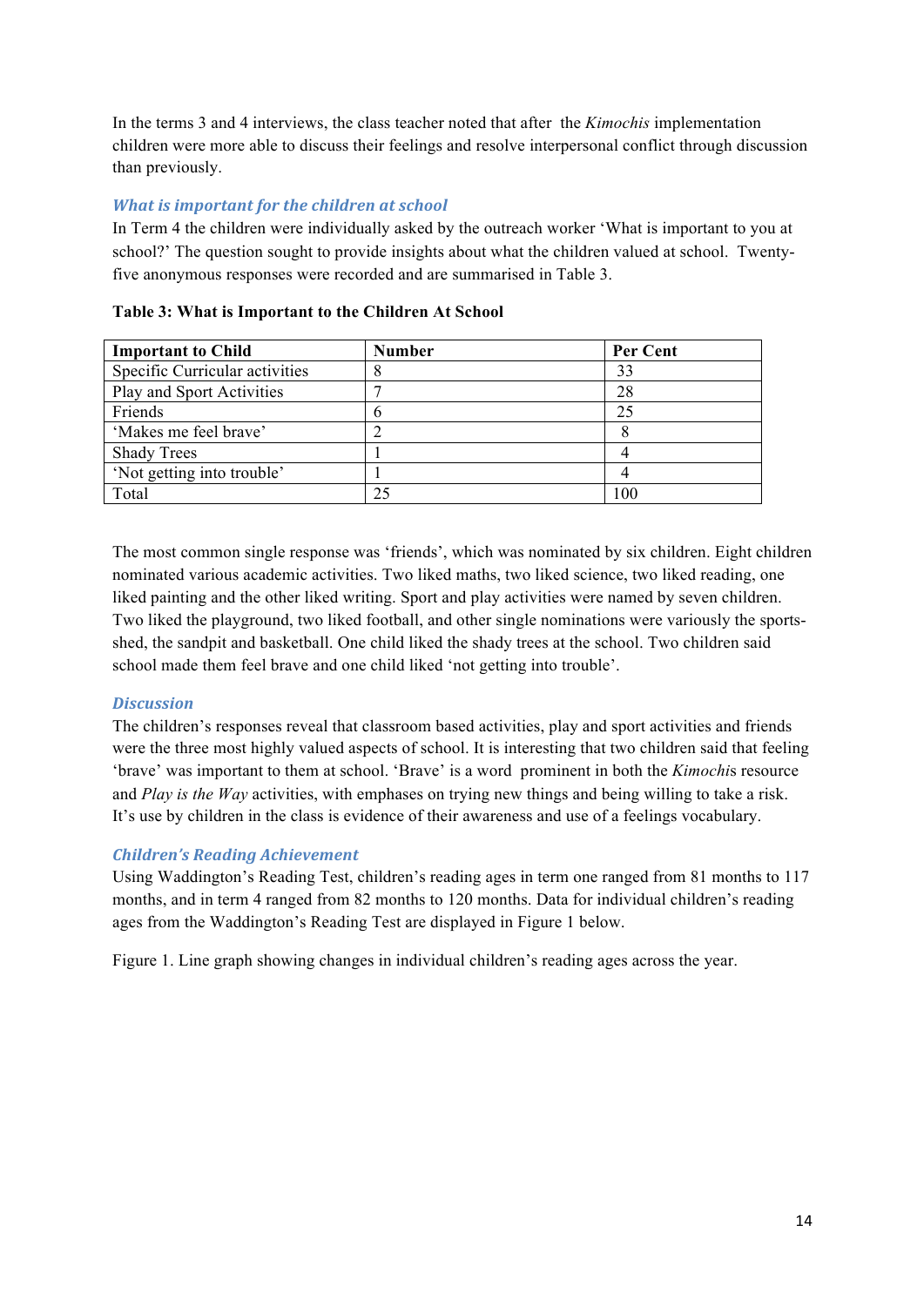In the terms 3 and 4 interviews, the class teacher noted that after the *Kimochis* implementation children were more able to discuss their feelings and resolve interpersonal conflict through discussion than previously.

### *What is important for the children at school*

In Term 4 the children were individually asked by the outreach worker 'What is important to you at school?' The question sought to provide insights about what the children valued at school. Twenty-five anonymous responses were recorded and are summarised in Table 3.

**Table 3: What is Important to the Children At School**

| Important to Child | Number | Per Cent |
|---|---|---|
| Specific Curricular activities | 8 | 33 |
| Play and Sport Activities | 7 | 28 |
| Friends | 6 | 25 |
| 'Makes me feel brave' | 2 | 8 |
| Shady Trees | 1 | 4 |
| 'Not getting into trouble' | 1 | 4 |
| Total | 25 | 100 |

The most common single response was 'friends', which was nominated by six children. Eight children nominated various academic activities. Two liked maths, two liked science, two liked reading, one liked painting and the other liked writing. Sport and play activities were named by seven children. Two liked the playground, two liked football, and other single nominations were variously the sports-shed, the sandpit and basketball. One child liked the shady trees at the school. Two children said school made them feel brave and one child liked 'not getting into trouble'.

### *Discussion*

The children's responses reveal that classroom based activities, play and sport activities and friends were the three most highly valued aspects of school. It is interesting that two children said that feeling 'brave' was important to them at school. 'Brave' is a word prominent in both the *Kimochi*s resource and *Play is the Way* activities, with emphases on trying new things and being willing to take a risk. It's use by children in the class is evidence of their awareness and use of a feelings vocabulary.

### *Children's Reading Achievement*

Using Waddington's Reading Test, children's reading ages in term one ranged from 81 months to 117 months, and in term 4 ranged from 82 months to 120 months. Data for individual children's reading ages from the Waddington's Reading Test are displayed in Figure 1 below.

Figure 1. Line graph showing changes in individual children's reading ages across the year.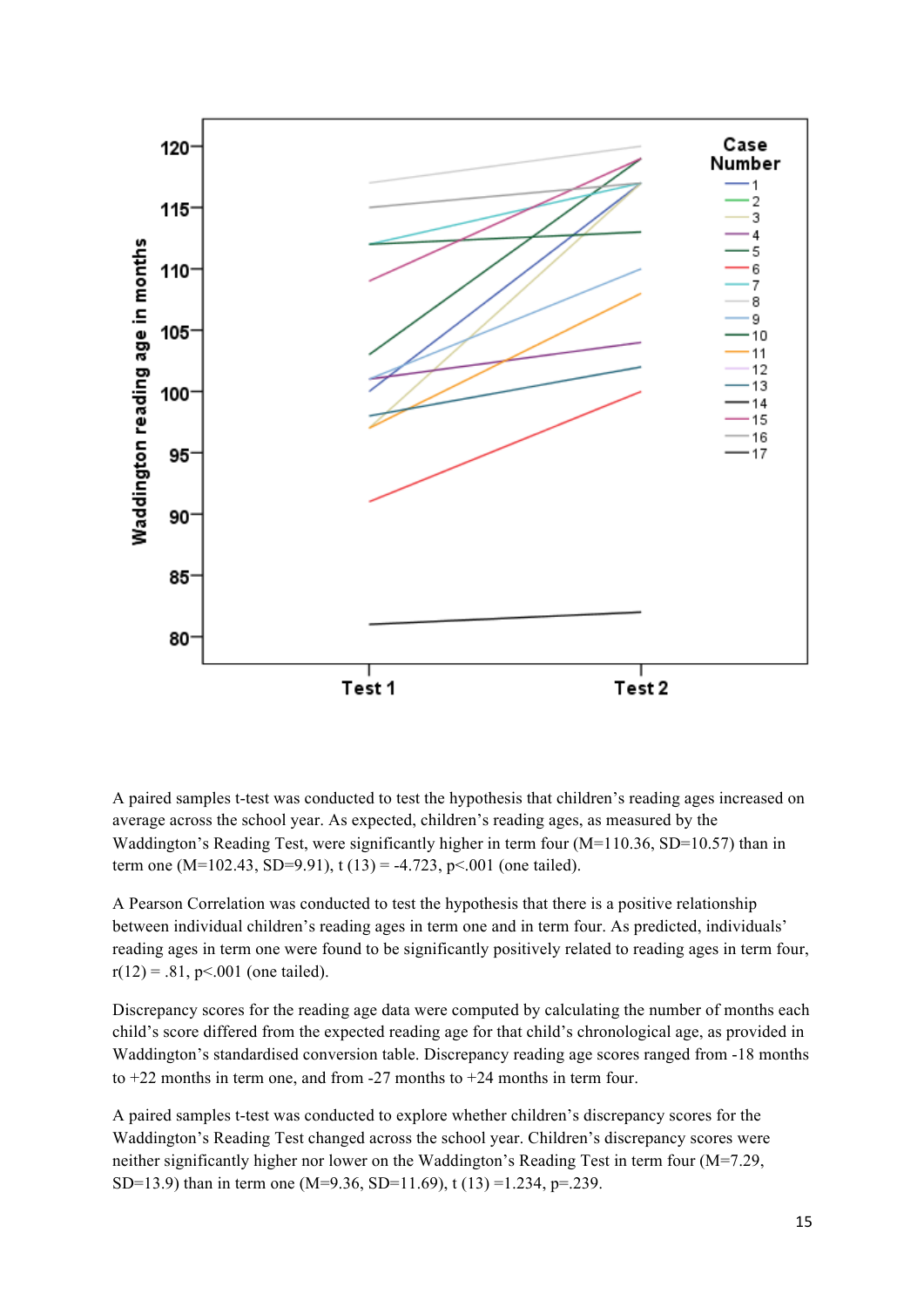A paired samples t-test was conducted to test the hypothesis that children's reading ages increased on average across the school year. As expected, children's reading ages, as measured by the Waddington's Reading Test, were significantly higher in term four ($M=110.36$, $SD=10.57$) than in term one ($M=102.43$, $SD=9.91$), $t(13) = -4.723$, $p<.001$ (one tailed).

A Pearson Correlation was conducted to test the hypothesis that there is a positive relationship between individual children's reading ages in term one and in term four. As predicted, individuals' reading ages in term one were found to be significantly positively related to reading ages in term four, $r(12) = .81$, $p<.001$ (one tailed).

Discrepancy scores for the reading age data were computed by calculating the number of months each child's score differed from the expected reading age for that child's chronological age, as provided in Waddington's standardised conversion table. Discrepancy reading age scores ranged from -18 months to +22 months in term one, and from -27 months to +24 months in term four.

A paired samples t-test was conducted to explore whether children's discrepancy scores for the Waddington's Reading Test changed across the school year. Children's discrepancy scores were neither significantly higher nor lower on the Waddington's Reading Test in term four ($M=7.29$, $SD=13.9$) than in term one ($M=9.36$, $SD=11.69$), $t(13) =1.234$, $p=.239$.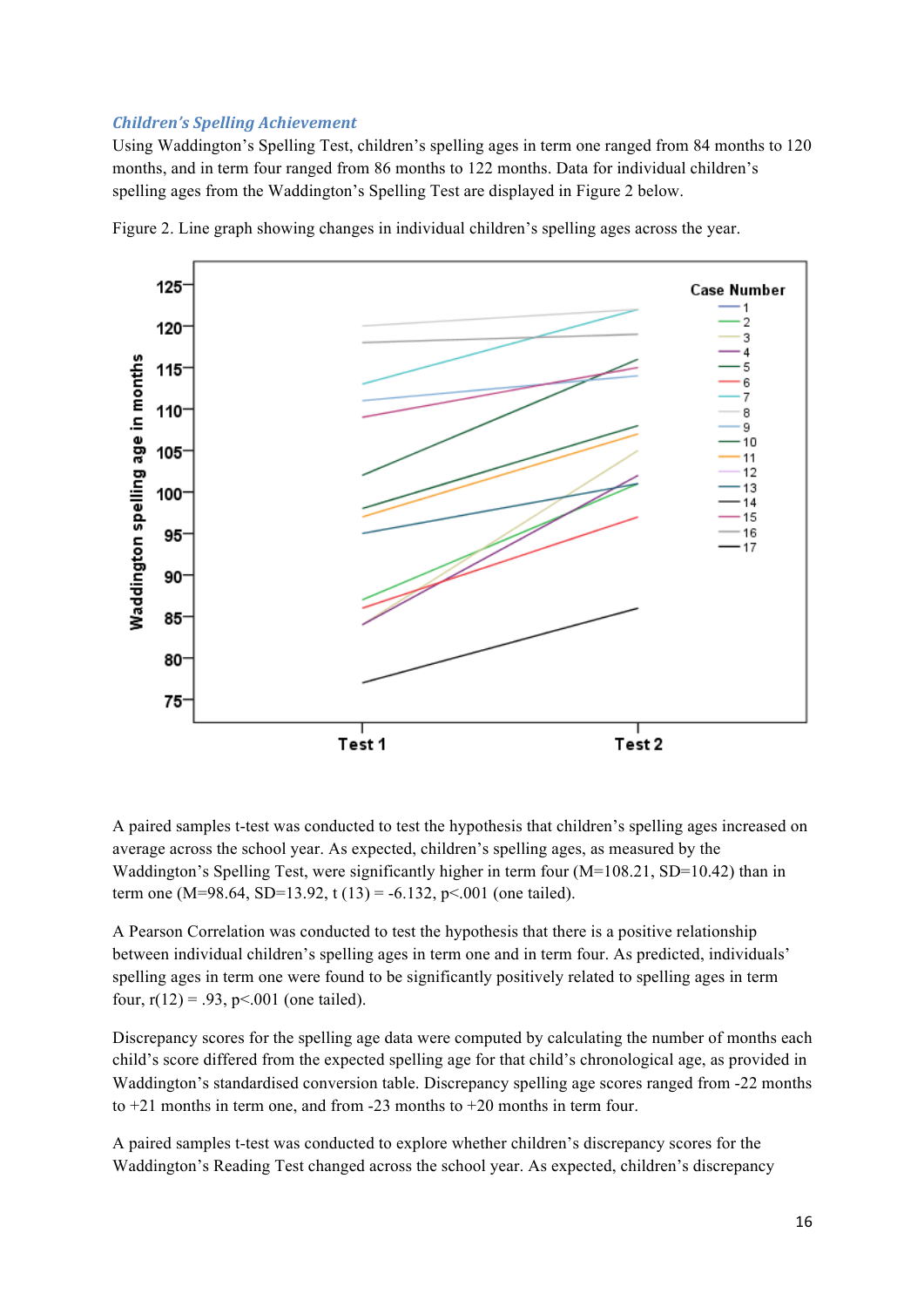### *Children's Spelling Achievement*

Using Waddington's Spelling Test, children's spelling ages in term one ranged from 84 months to 120 months, and in term four ranged from 86 months to 122 months. Data for individual children's spelling ages from the Waddington's Spelling Test are displayed in Figure 2 below.

Figure 2. Line graph showing changes in individual children's spelling ages across the year.

A paired samples t-test was conducted to test the hypothesis that children's spelling ages increased on average across the school year. As expected, children's spelling ages, as measured by the Waddington's Spelling Test, were significantly higher in term four (M=108.21, SD=10.42) than in term one (M=98.64, SD=13.92, $t(13) = -6.132$, $p<.001$ (one tailed).

A Pearson Correlation was conducted to test the hypothesis that there is a positive relationship between individual children's spelling ages in term one and in term four. As predicted, individuals' spelling ages in term one were found to be significantly positively related to spelling ages in term four, $r(12) = .93$, $p<.001$ (one tailed).

Discrepancy scores for the spelling age data were computed by calculating the number of months each child's score differed from the expected spelling age for that child's chronological age, as provided in Waddington's standardised conversion table. Discrepancy spelling age scores ranged from -22 months to +21 months in term one, and from -23 months to +20 months in term four.

A paired samples t-test was conducted to explore whether children's discrepancy scores for the Waddington's Reading Test changed across the school year. As expected, children's discrepancy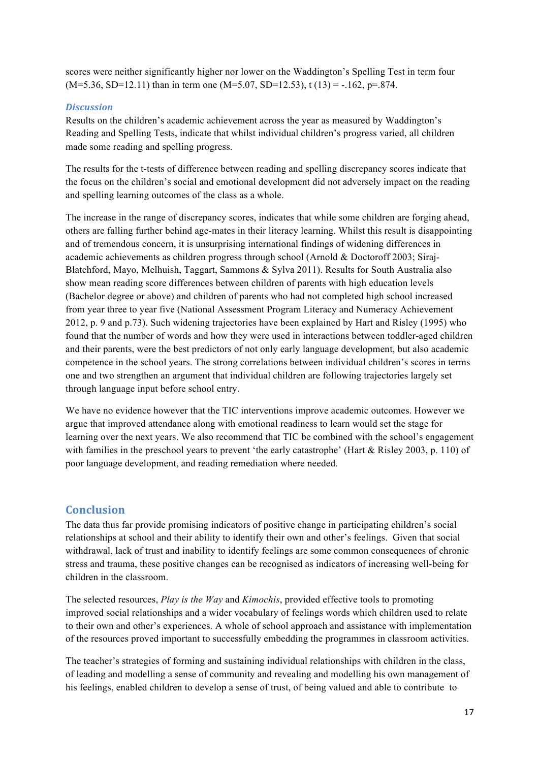scores were neither significantly higher nor lower on the Waddington's Spelling Test in term four ($M=5.36$, $SD=12.11$) than in term one ($M=5.07$, $SD=12.53$), $t(13) = -.162$, $p=.874$.

### *Discussion*

Results on the children's academic achievement across the year as measured by Waddington's Reading and Spelling Tests, indicate that whilst individual children's progress varied, all children made some reading and spelling progress.

The results for the t-tests of difference between reading and spelling discrepancy scores indicate that the focus on the children's social and emotional development did not adversely impact on the reading and spelling learning outcomes of the class as a whole.

The increase in the range of discrepancy scores, indicates that while some children are forging ahead, others are falling further behind age-mates in their literacy learning. Whilst this result is disappointing and of tremendous concern, it is unsurprising international findings of widening differences in academic achievements as children progress through school (Arnold & Doctoroff 2003; Siraj-Blatchford, Mayo, Melhuish, Taggart, Sammons & Sylva 2011). Results for South Australia also show mean reading score differences between children of parents with high education levels (Bachelor degree or above) and children of parents who had not completed high school increased from year three to year five (National Assessment Program Literacy and Numeracy Achievement 2012, p. 9 and p.73). Such widening trajectories have been explained by Hart and Risley (1995) who found that the number of words and how they were used in interactions between toddler-aged children and their parents, were the best predictors of not only early language development, but also academic competence in the school years. The strong correlations between individual children's scores in terms one and two strengthen an argument that individual children are following trajectories largely set through language input before school entry.

We have no evidence however that the TIC interventions improve academic outcomes. However we argue that improved attendance along with emotional readiness to learn would set the stage for learning over the next years. We also recommend that TIC be combined with the school's engagement with families in the preschool years to prevent 'the early catastrophe' (Hart & Risley 2003, p. 110) of poor language development, and reading remediation where needed.

## Conclusion

The data thus far provide promising indicators of positive change in participating children's social relationships at school and their ability to identify their own and other's feelings. Given that social withdrawal, lack of trust and inability to identify feelings are some common consequences of chronic stress and trauma, these positive changes can be recognised as indicators of increasing well-being for children in the classroom.

The selected resources, *Play is the Way* and *Kimochis*, provided effective tools to promoting improved social relationships and a wider vocabulary of feelings words which children used to relate to their own and other's experiences. A whole of school approach and assistance with implementation of the resources proved important to successfully embedding the programmes in classroom activities.

The teacher's strategies of forming and sustaining individual relationships with children in the class, of leading and modelling a sense of community and revealing and modelling his own management of his feelings, enabled children to develop a sense of trust, of being valued and able to contribute to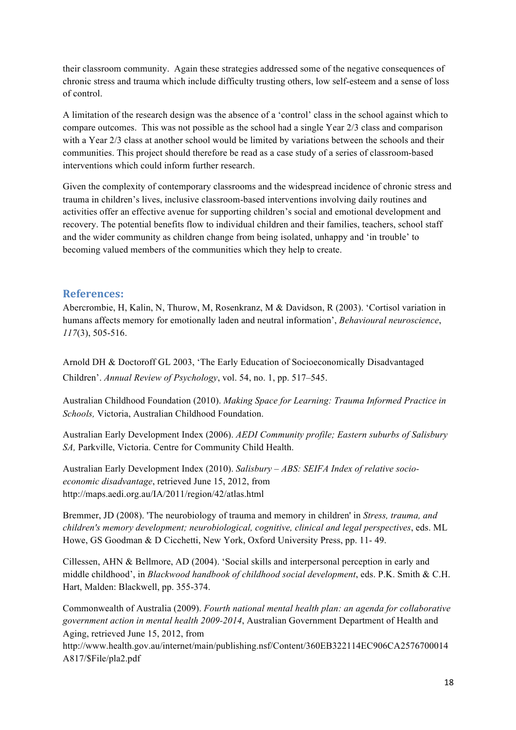their classroom community. Again these strategies addressed some of the negative consequences of chronic stress and trauma which include difficulty trusting others, low self-esteem and a sense of loss of control.

A limitation of the research design was the absence of a 'control' class in the school against which to compare outcomes. This was not possible as the school had a single Year 2/3 class and comparison with a Year 2/3 class at another school would be limited by variations between the schools and their communities. This project should therefore be read as a case study of a series of classroom-based interventions which could inform further research.

Given the complexity of contemporary classrooms and the widespread incidence of chronic stress and trauma in children's lives, inclusive classroom-based interventions involving daily routines and activities offer an effective avenue for supporting children's social and emotional development and recovery. The potential benefits flow to individual children and their families, teachers, school staff and the wider community as children change from being isolated, unhappy and 'in trouble' to becoming valued members of the communities which they help to create.

## References:

Abercrombie, H, Kalin, N, Thurow, M, Rosenkranz, M & Davidson, R (2003). 'Cortisol variation in humans affects memory for emotionally laden and neutral information', *Behavioural neuroscience*, *117*(3), 505-516.

Arnold DH & Doctoroff GL 2003, 'The Early Education of Socioeconomically Disadvantaged Children'. *Annual Review of Psychology*, vol. 54, no. 1, pp. 517–545.

Australian Childhood Foundation (2010). *Making Space for Learning: Trauma Informed Practice in Schools,* Victoria, Australian Childhood Foundation.

Australian Early Development Index (2006). *AEDI Community profile; Eastern suburbs of Salisbury SA,* Parkville, Victoria. Centre for Community Child Health.

Australian Early Development Index (2010). *Salisbury – ABS: SEIFA Index of relative socio-economic disadvantage*, retrieved June 15, 2012, from http://maps.aedi.org.au/IA/2011/region/42/atlas.html

Bremmer, JD (2008). 'The neurobiology of trauma and memory in children' in *Stress, trauma, and children's memory development; neurobiological, cognitive, clinical and legal perspectives*, eds. ML Howe, GS Goodman & D Cicchetti, New York, Oxford University Press, pp. 11- 49.

Cillessen, AHN & Bellmore, AD (2004). 'Social skills and interpersonal perception in early and middle childhood', in *Blackwood handbook of childhood social development*, eds. P.K. Smith & C.H. Hart, Malden: Blackwell, pp. 355-374.

Commonwealth of Australia (2009). *Fourth national mental health plan: an agenda for collaborative government action in mental health 2009-2014*, Australian Government Department of Health and Aging, retrieved June 15, 2012, from http://www.health.gov.au/internet/main/publishing.nsf/Content/360EB322114EC906CA2576700014A817/$File/pla2.pdf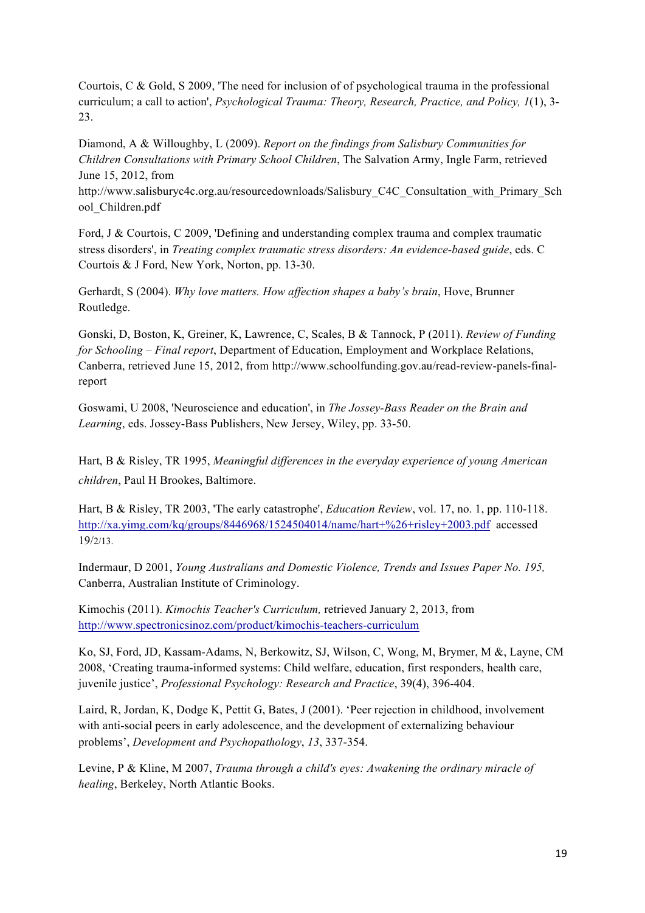Courtois, C & Gold, S 2009, 'The need for inclusion of of psychological trauma in the professional curriculum; a call to action', *Psychological Trauma: Theory, Research, Practice, and Policy, 1*(1), 3-23.

Diamond, A & Willoughby, L (2009). *Report on the findings from Salisbury Communities for Children Consultations with Primary School Children*, The Salvation Army, Ingle Farm, retrieved June 15, 2012, from http://www.salisburyc4c.org.au/resourcedownloads/Salisbury_C4C_Consultation_with_Primary_School_Children.pdf

Ford, J & Courtois, C 2009, 'Defining and understanding complex trauma and complex traumatic stress disorders', in *Treating complex traumatic stress disorders: An evidence-based guide*, eds. C Courtois & J Ford, New York, Norton, pp. 13-30.

Gerhardt, S (2004). *Why love matters. How affection shapes a baby's brain*, Hove, Brunner Routledge.

Gonski, D, Boston, K, Greiner, K, Lawrence, C, Scales, B & Tannock, P (2011). *Review of Funding for Schooling – Final report*, Department of Education, Employment and Workplace Relations, Canberra, retrieved June 15, 2012, from http://www.schoolfunding.gov.au/read-review-panels-final-report

Goswami, U 2008, 'Neuroscience and education', in *The Jossey-Bass Reader on the Brain and Learning*, eds. Jossey-Bass Publishers, New Jersey, Wiley, pp. 33-50.

Hart, B & Risley, TR 1995, *Meaningful differences in the everyday experience of young American children*, Paul H Brookes, Baltimore.

Hart, B & Risley, TR 2003, 'The early catastrophe', *Education Review*, vol. 17, no. 1, pp. 110-118. http://xa.yimg.com/kq/groups/8446968/1524504014/name/hart+%26+risley+2003.pdf accessed 19/2/13.

Indermaur, D 2001, *Young Australians and Domestic Violence, Trends and Issues Paper No. 195,* Canberra, Australian Institute of Criminology.

Kimochis (2011). *Kimochis Teacher's Curriculum,* retrieved January 2, 2013, from http://www.spectronicsinoz.com/product/kimochis-teachers-curriculum

Ko, SJ, Ford, JD, Kassam-Adams, N, Berkowitz, SJ, Wilson, C, Wong, M, Brymer, M &, Layne, CM 2008, 'Creating trauma-informed systems: Child welfare, education, first responders, health care, juvenile justice', *Professional Psychology: Research and Practice*, 39(4), 396-404.

Laird, R, Jordan, K, Dodge K, Pettit G, Bates, J (2001). 'Peer rejection in childhood, involvement with anti-social peers in early adolescence, and the development of externalizing behaviour problems', *Development and Psychopathology*, *13*, 337-354.

Levine, P & Kline, M 2007, *Trauma through a child's eyes: Awakening the ordinary miracle of healing*, Berkeley, North Atlantic Books.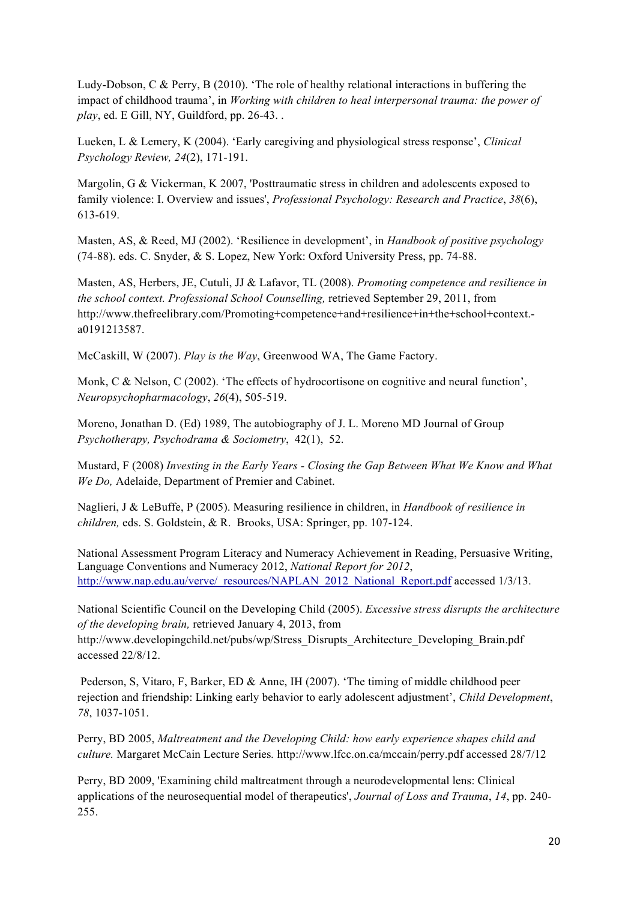Ludy-Dobson, C & Perry, B (2010). 'The role of healthy relational interactions in buffering the impact of childhood trauma', in *Working with children to heal interpersonal trauma: the power of play*, ed. E Gill, NY, Guildford, pp. 26-43. .

Lueken, L & Lemery, K (2004). 'Early caregiving and physiological stress response', *Clinical Psychology Review, 24*(2), 171-191.

Margolin, G & Vickerman, K 2007, 'Posttraumatic stress in children and adolescents exposed to family violence: I. Overview and issues', *Professional Psychology: Research and Practice*, *38*(6), 613-619.

Masten, AS, & Reed, MJ (2002). 'Resilience in development', in *Handbook of positive psychology* (74-88). eds. C. Snyder, & S. Lopez, New York: Oxford University Press, pp. 74-88.

Masten, AS, Herbers, JE, Cutuli, JJ & Lafavor, TL (2008). *Promoting competence and resilience in the school context. Professional School Counselling,* retrieved September 29, 2011, from http://www.thefreelibrary.com/Promoting+competence+and+resilience+in+the+school+context.-a0191213587.

McCaskill, W (2007). *Play is the Way*, Greenwood WA, The Game Factory.

Monk, C & Nelson, C (2002). 'The effects of hydrocortisone on cognitive and neural function', *Neuropsychopharmacology*, *26*(4), 505-519.

Moreno, Jonathan D. (Ed) 1989, The autobiography of J. L. Moreno MD Journal of Group *Psychotherapy, Psychodrama & Sociometry*, 42(1), 52.

Mustard, F (2008) *Investing in the Early Years - Closing the Gap Between What We Know and What We Do,* Adelaide, Department of Premier and Cabinet.

Naglieri, J & LeBuffe, P (2005). Measuring resilience in children, in *Handbook of resilience in children,* eds. S. Goldstein, & R. Brooks, USA: Springer, pp. 107-124.

National Assessment Program Literacy and Numeracy Achievement in Reading, Persuasive Writing, Language Conventions and Numeracy 2012, *National Report for 2012*, http://www.nap.edu.au/verve/_resources/NAPLAN_2012_National_Report.pdf accessed 1/3/13.

National Scientific Council on the Developing Child (2005). *Excessive stress disrupts the architecture of the developing brain,* retrieved January 4, 2013, from http://www.developingchild.net/pubs/wp/Stress_Disrupts_Architecture_Developing_Brain.pdf accessed 22/8/12.

Pederson, S, Vitaro, F, Barker, ED & Anne, IH (2007). 'The timing of middle childhood peer rejection and friendship: Linking early behavior to early adolescent adjustment', *Child Development*, *78*, 1037-1051.

Perry, BD 2005, *Maltreatment and the Developing Child: how early experience shapes child and culture.* Margaret McCain Lecture Series*.* http://www.lfcc.on.ca/mccain/perry.pdf accessed 28/7/12

Perry, BD 2009, 'Examining child maltreatment through a neurodevelopmental lens: Clinical applications of the neurosequential model of therapeutics', *Journal of Loss and Trauma*, *14*, pp. 240-255.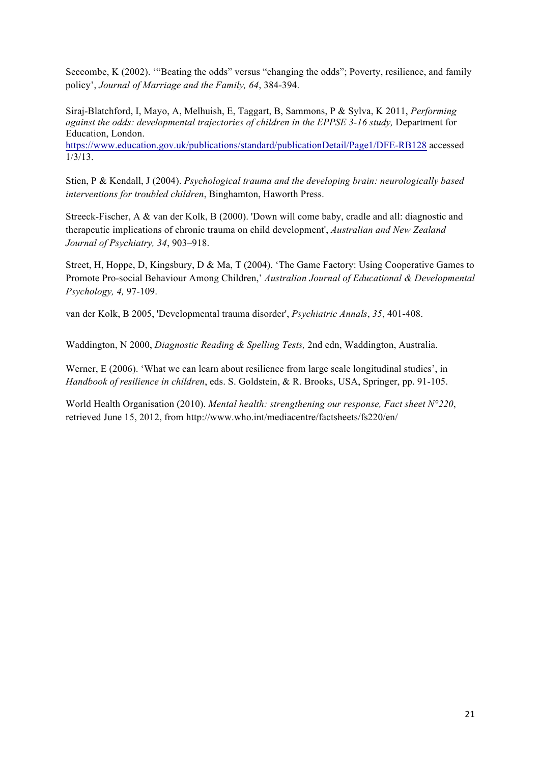Seccombe, K (2002). '"Beating the odds" versus "changing the odds"; Poverty, resilience, and family policy', *Journal of Marriage and the Family, 64*, 384-394.

Siraj-Blatchford, I, Mayo, A, Melhuish, E, Taggart, B, Sammons, P & Sylva, K 2011, *Performing against the odds: developmental trajectories of children in the EPPSE 3-16 study,* Department for Education, London.
https://www.education.gov.uk/publications/standard/publicationDetail/Page1/DFE-RB128 accessed 1/3/13.

Stien, P & Kendall, J (2004). *Psychological trauma and the developing brain: neurologically based interventions for troubled children*, Binghamton, Haworth Press.

Streeck-Fischer, A & van der Kolk, B (2000). 'Down will come baby, cradle and all: diagnostic and therapeutic implications of chronic trauma on child development', *Australian and New Zealand Journal of Psychiatry, 34*, 903–918.

Street, H, Hoppe, D, Kingsbury, D & Ma, T (2004). 'The Game Factory: Using Cooperative Games to Promote Pro-social Behaviour Among Children,' *Australian Journal of Educational & Developmental Psychology, 4,* 97-109.

van der Kolk, B 2005, 'Developmental trauma disorder', *Psychiatric Annals*, *35*, 401-408.

Waddington, N 2000, *Diagnostic Reading & Spelling Tests,* 2nd edn, Waddington, Australia.

Werner, E (2006). 'What we can learn about resilience from large scale longitudinal studies', in *Handbook of resilience in children*, eds. S. Goldstein, & R. Brooks, USA, Springer, pp. 91-105.

World Health Organisation (2010). *Mental health: strengthening our response, Fact sheet N°220*, retrieved June 15, 2012, from http://www.who.int/mediacentre/factsheets/fs220/en/